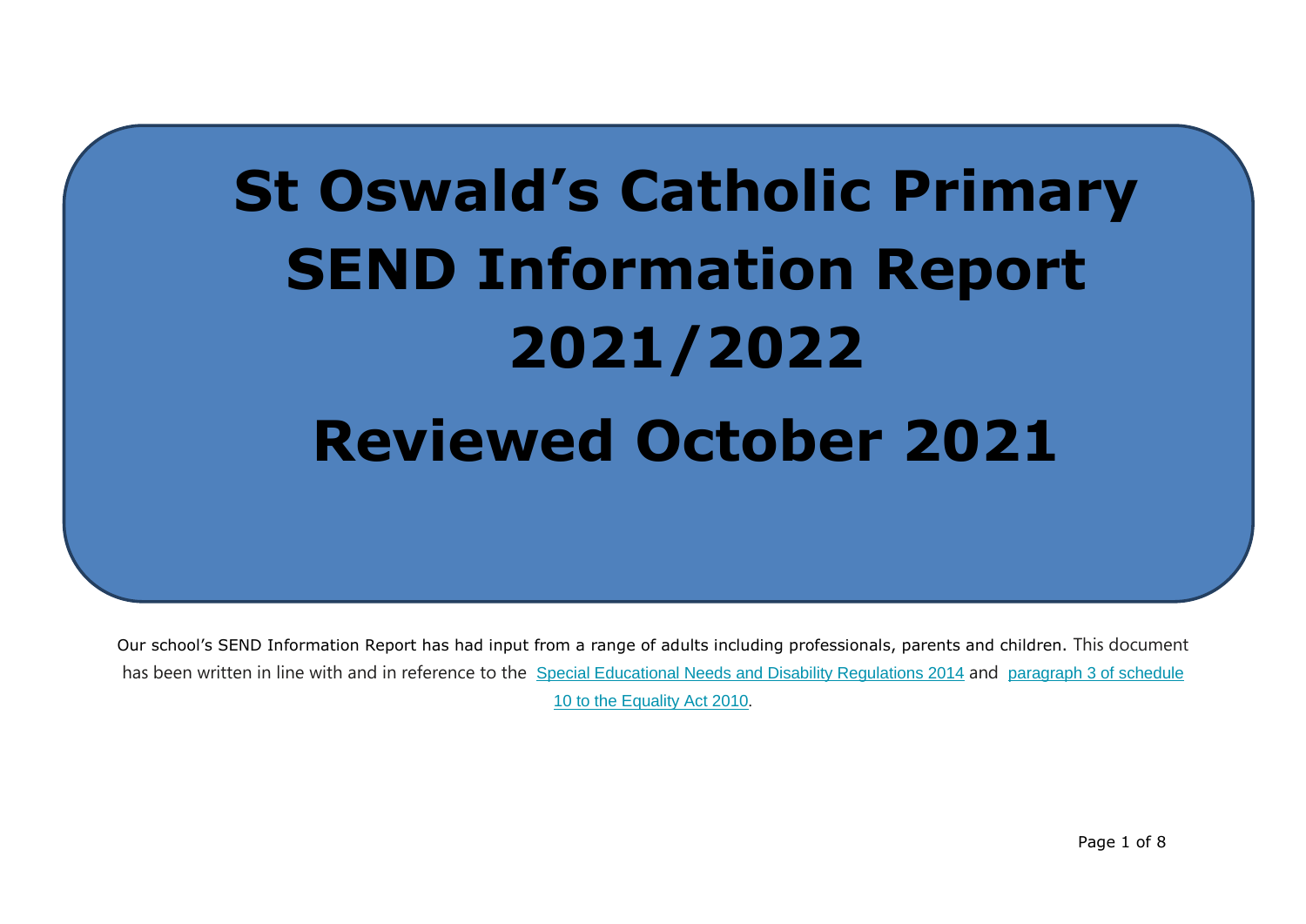# St Oswald's Catholic Primary SEND Information Report 2021/2022

# Reviewed October 2021

Our school's SEND Information Report has had input from a range of adults including professionals, parents and children. This document has been written in line with and in reference to the Special Educational Needs and Disability Regulations 2014 and paragraph 3 of schedule 10 to the Equality Act 2010.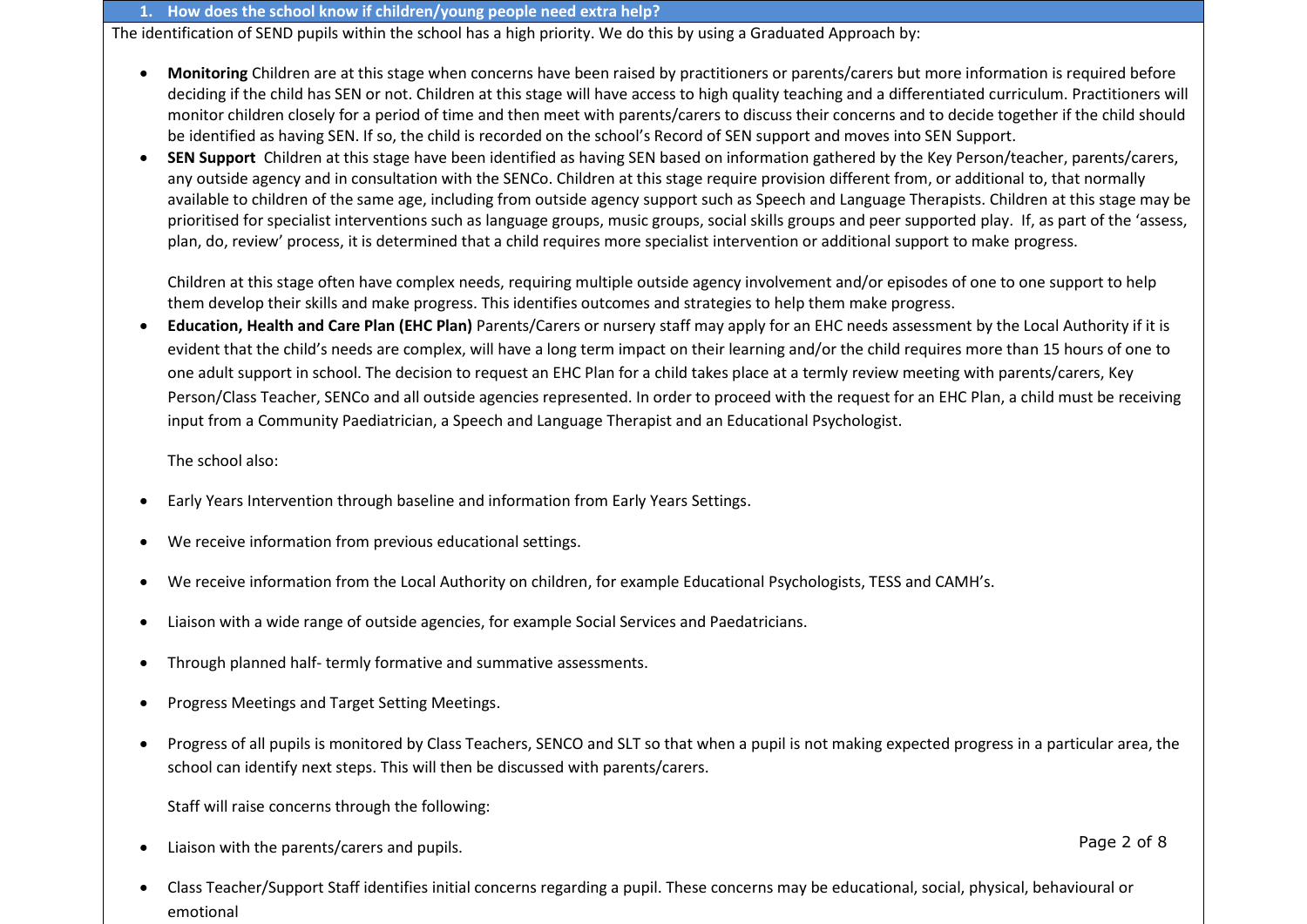## 1. How does the school know if children/young people need extra help?

The identification of SEND pupils within the school has a high priority. We do this by using a Graduated Approach by:

- **Monitoring** Children are at this stage when concerns have been raised by practitioners or parents/carers but more information is required before deciding if the child has SEN or not. Children at this stage will have access to high quality teaching and a differentiated curriculum. Practitioners will monitor children closely for a period of time and then meet with parents/carers to discuss their concerns and to decide together if the child should be identified as having SEN. If so, the child is recorded on the school's Record of SEN support and moves into SEN Support.
- **SEN Support** Children at this stage have been identified as having SEN based on information gathered by the Key Person/teacher, parents/carers, any outside agency and in consultation with the SENCo. Children at this stage require provision different from, or additional to, that normally available to children of the same age, including from outside agency support such as Speech and Language Therapists. Children at this stage may be prioritised for specialist interventions such as language groups, music groups, social skills groups and peer supported play. If, as part of the 'assess, plan, do, review' process, it is determined that a child requires more specialist intervention or additional support to make progress.

  Children at this stage often have complex needs, requiring multiple outside agency involvement and/or episodes of one to one support to help them develop their skills and make progress. This identifies outcomes and strategies to help them make progress.
- **Education, Health and Care Plan (EHC Plan)** Parents/Carers or nursery staff may apply for an EHC needs assessment by the Local Authority if it is evident that the child's needs are complex, will have a long term impact on their learning and/or the child requires more than 15 hours of one to one adult support in school. The decision to request an EHC Plan for a child takes place at a termly review meeting with parents/carers, Key Person/Class Teacher, SENCo and all outside agencies represented. In order to proceed with the request for an EHC Plan, a child must be receiving input from a Community Paediatrician, a Speech and Language Therapist and an Educational Psychologist.

  The school also:

- Early Years Intervention through baseline and information from Early Years Settings.
- We receive information from previous educational settings.
- We receive information from the Local Authority on children, for example Educational Psychologists, TESS and CAMH's.
- Liaison with a wide range of outside agencies, for example Social Services and Paediatricians.
- Through planned half- termly formative and summative assessments.
- Progress Meetings and Target Setting Meetings.
- Progress of all pupils is monitored by Class Teachers, SENCO and SLT so that when a pupil is not making expected progress in a particular area, the school can identify next steps. This will then be discussed with parents/carers.

  Staff will raise concerns through the following:

- Liaison with the parents/carers and pupils.
- Class Teacher/Support Staff identifies initial concerns regarding a pupil. These concerns may be educational, social, physical, behavioural or emotional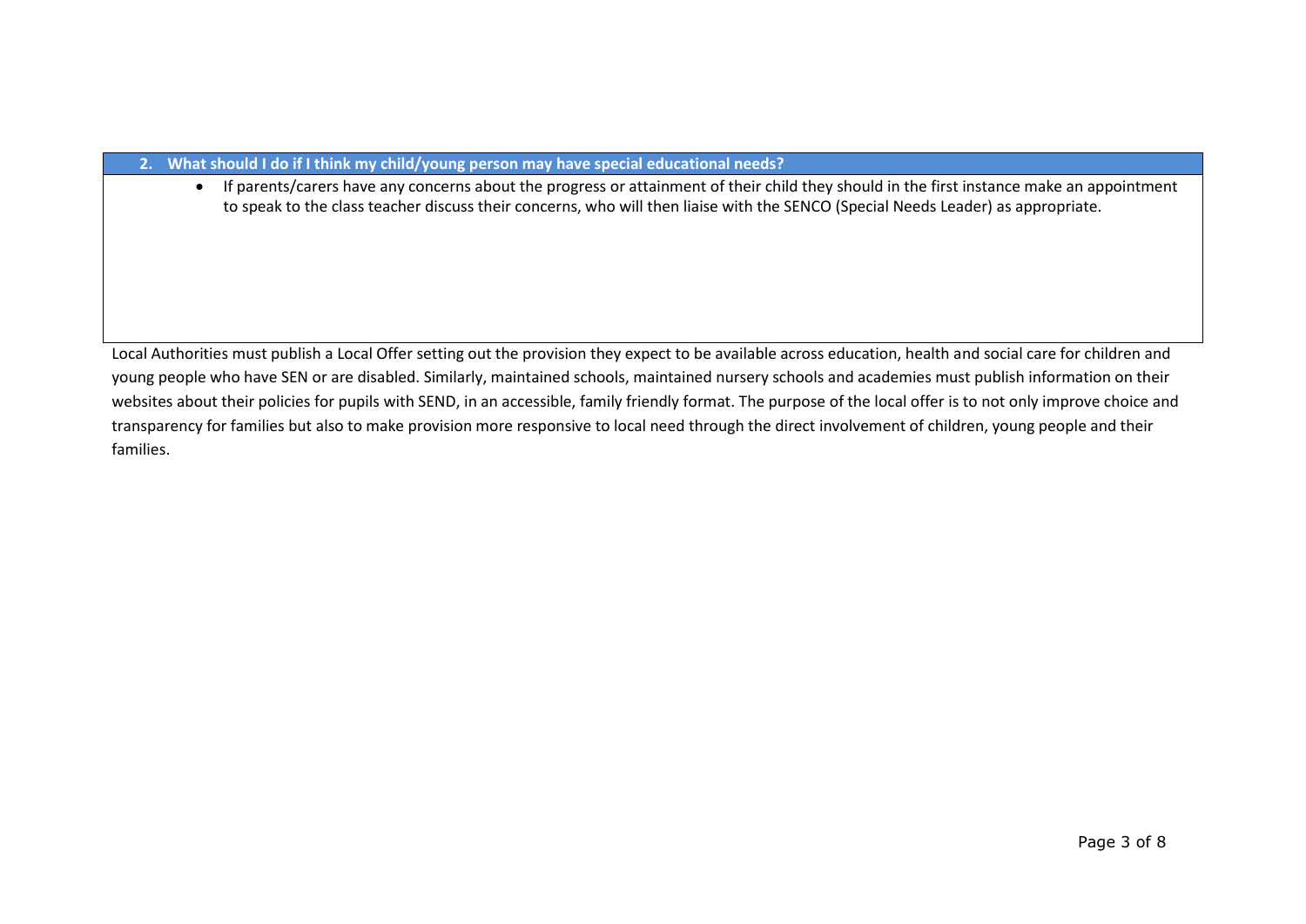| 2. What should I do if I think my child/young person may have special educational needs? |
|---|
| • If parents/carers have any concerns about the progress or attainment of their child they should in the first instance make an appointment to speak to the class teacher discuss their concerns, who will then liaise with the SENCO (Special Needs Leader) as appropriate. |

Local Authorities must publish a Local Offer setting out the provision they expect to be available across education, health and social care for children and young people who have SEN or are disabled. Similarly, maintained schools, maintained nursery schools and academies must publish information on their websites about their policies for pupils with SEND, in an accessible, family friendly format. The purpose of the local offer is to not only improve choice and transparency for families but also to make provision more responsive to local need through the direct involvement of children, young people and their families.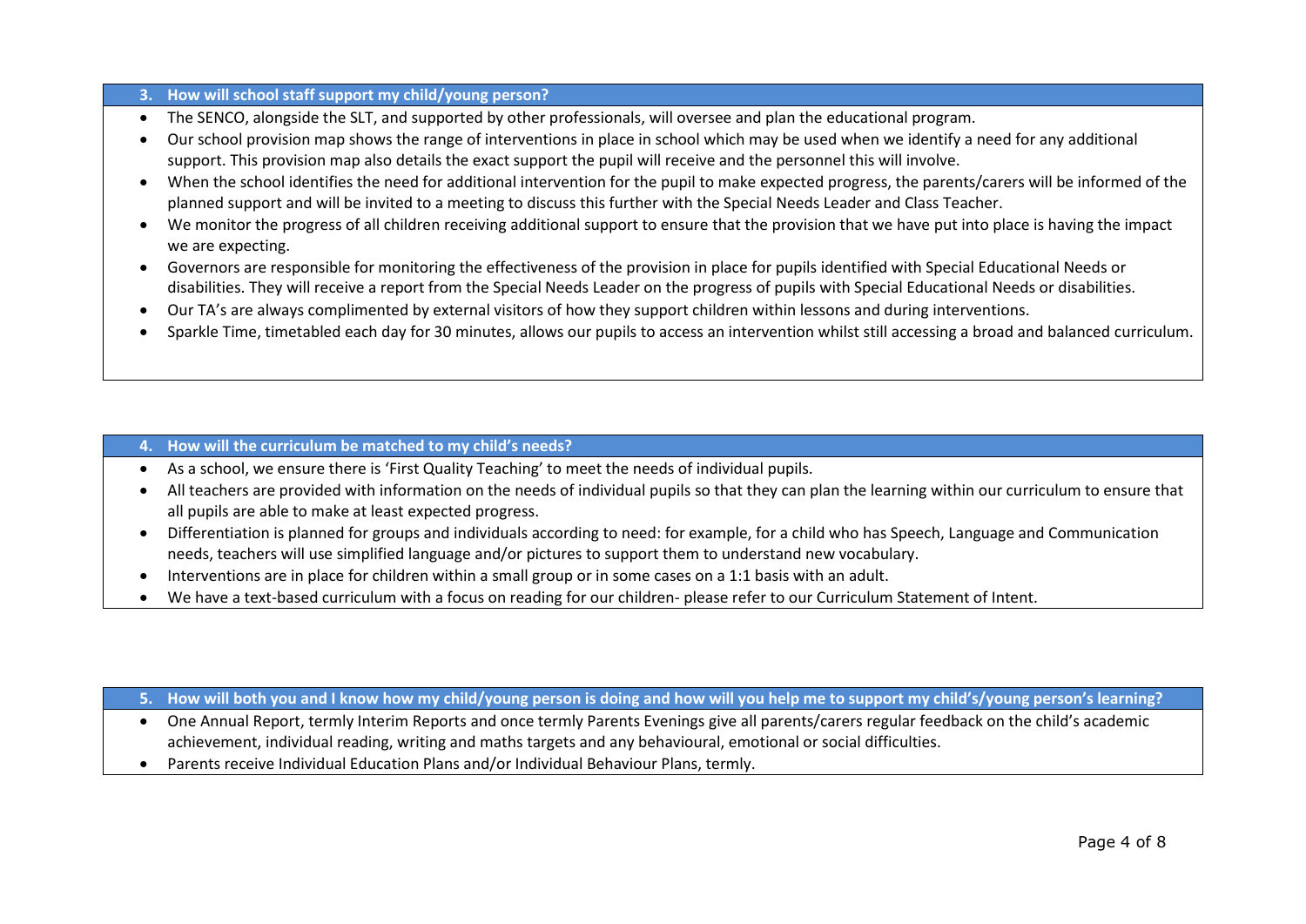## 3. How will school staff support my child/young person?

- The SENCO, alongside the SLT, and supported by other professionals, will oversee and plan the educational program.
- Our school provision map shows the range of interventions in place in school which may be used when we identify a need for any additional support. This provision map also details the exact support the pupil will receive and the personnel this will involve.
- When the school identifies the need for additional intervention for the pupil to make expected progress, the parents/carers will be informed of the planned support and will be invited to a meeting to discuss this further with the Special Needs Leader and Class Teacher.
- We monitor the progress of all children receiving additional support to ensure that the provision that we have put into place is having the impact we are expecting.
- Governors are responsible for monitoring the effectiveness of the provision in place for pupils identified with Special Educational Needs or disabilities. They will receive a report from the Special Needs Leader on the progress of pupils with Special Educational Needs or disabilities.
- Our TA's are always complimented by external visitors of how they support children within lessons and during interventions.
- Sparkle Time, timetabled each day for 30 minutes, allows our pupils to access an intervention whilst still accessing a broad and balanced curriculum.

## 4. How will the curriculum be matched to my child's needs?

- As a school, we ensure there is 'First Quality Teaching' to meet the needs of individual pupils.
- All teachers are provided with information on the needs of individual pupils so that they can plan the learning within our curriculum to ensure that all pupils are able to make at least expected progress.
- Differentiation is planned for groups and individuals according to need: for example, for a child who has Speech, Language and Communication needs, teachers will use simplified language and/or pictures to support them to understand new vocabulary.
- Interventions are in place for children within a small group or in some cases on a 1:1 basis with an adult.
- We have a text-based curriculum with a focus on reading for our children- please refer to our Curriculum Statement of Intent.

## 5. How will both you and I know how my child/young person is doing and how will you help me to support my child's/young person's learning?

- One Annual Report, termly Interim Reports and once termly Parents Evenings give all parents/carers regular feedback on the child's academic achievement, individual reading, writing and maths targets and any behavioural, emotional or social difficulties.
- Parents receive Individual Education Plans and/or Individual Behaviour Plans, termly.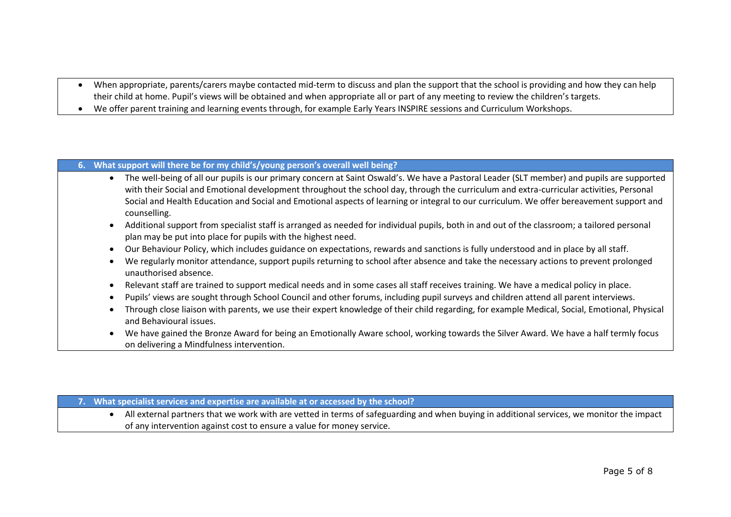- When appropriate, parents/carers maybe contacted mid-term to discuss and plan the support that the school is providing and how they can help their child at home. Pupil's views will be obtained and when appropriate all or part of any meeting to review the children's targets.
- We offer parent training and learning events through, for example Early Years INSPIRE sessions and Curriculum Workshops.

## 6. What support will there be for my child's/young person's overall well being?

- The well-being of all our pupils is our primary concern at Saint Oswald's. We have a Pastoral Leader (SLT member) and pupils are supported with their Social and Emotional development throughout the school day, through the curriculum and extra-curricular activities, Personal Social and Health Education and Social and Emotional aspects of learning or integral to our curriculum. We offer bereavement support and counselling.
- Additional support from specialist staff is arranged as needed for individual pupils, both in and out of the classroom; a tailored personal plan may be put into place for pupils with the highest need.
- Our Behaviour Policy, which includes guidance on expectations, rewards and sanctions is fully understood and in place by all staff.
- We regularly monitor attendance, support pupils returning to school after absence and take the necessary actions to prevent prolonged unauthorised absence.
- Relevant staff are trained to support medical needs and in some cases all staff receives training. We have a medical policy in place.
- Pupils' views are sought through School Council and other forums, including pupil surveys and children attend all parent interviews.
- Through close liaison with parents, we use their expert knowledge of their child regarding, for example Medical, Social, Emotional, Physical and Behavioural issues.
- We have gained the Bronze Award for being an Emotionally Aware school, working towards the Silver Award. We have a half termly focus on delivering a Mindfulness intervention.

## 7. What specialist services and expertise are available at or accessed by the school?

- All external partners that we work with are vetted in terms of safeguarding and when buying in additional services, we monitor the impact of any intervention against cost to ensure a value for money service.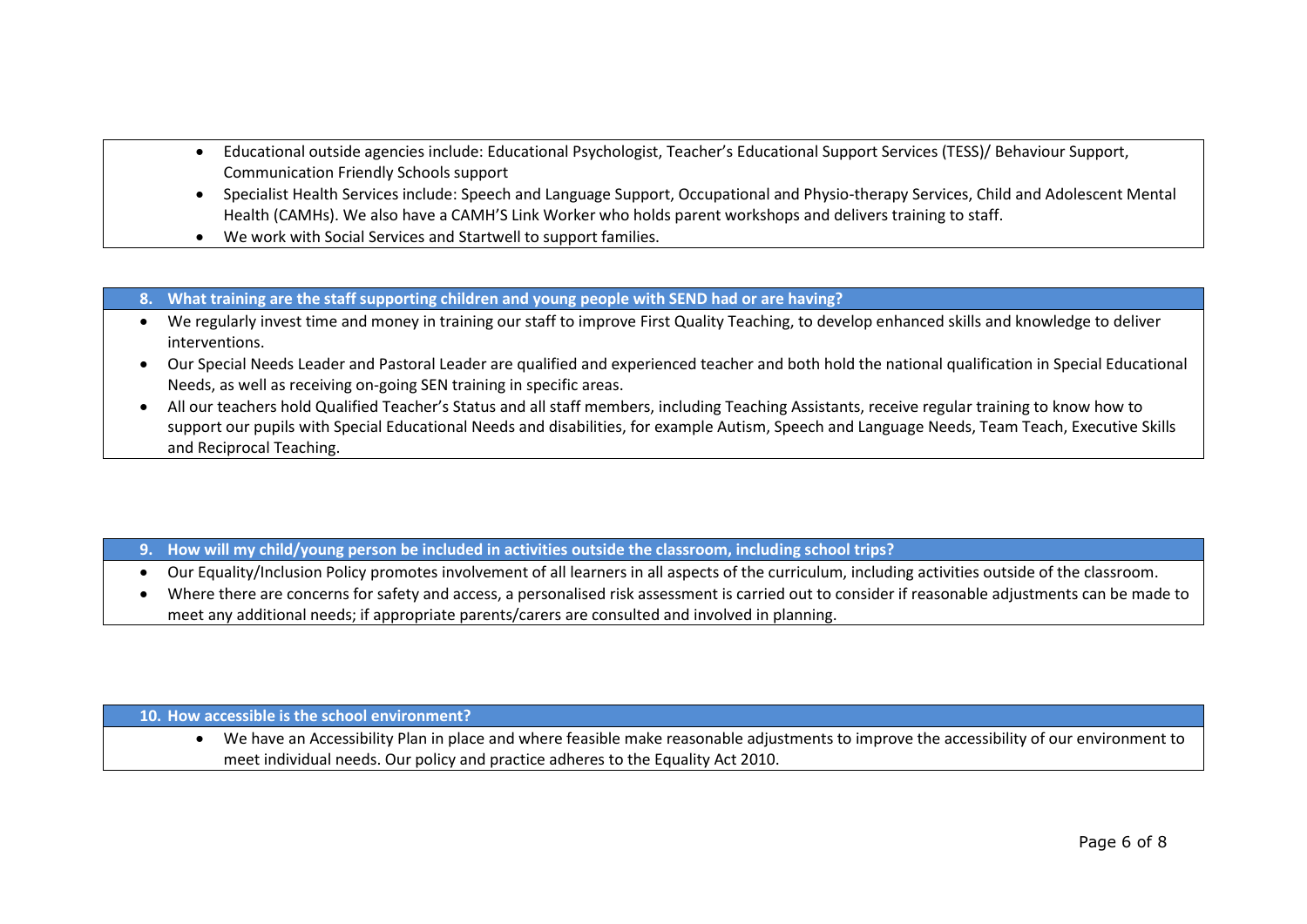- Educational outside agencies include: Educational Psychologist, Teacher's Educational Support Services (TESS)/ Behaviour Support, Communication Friendly Schools support
- Specialist Health Services include: Speech and Language Support, Occupational and Physio-therapy Services, Child and Adolescent Mental Health (CAMHs). We also have a CAMH'S Link Worker who holds parent workshops and delivers training to staff.
- We work with Social Services and Startwell to support families.

## 8. What training are the staff supporting children and young people with SEND had or are having?

- We regularly invest time and money in training our staff to improve First Quality Teaching, to develop enhanced skills and knowledge to deliver interventions.
- Our Special Needs Leader and Pastoral Leader are qualified and experienced teacher and both hold the national qualification in Special Educational Needs, as well as receiving on-going SEN training in specific areas.
- All our teachers hold Qualified Teacher's Status and all staff members, including Teaching Assistants, receive regular training to know how to support our pupils with Special Educational Needs and disabilities, for example Autism, Speech and Language Needs, Team Teach, Executive Skills and Reciprocal Teaching.

## 9. How will my child/young person be included in activities outside the classroom, including school trips?

- Our Equality/Inclusion Policy promotes involvement of all learners in all aspects of the curriculum, including activities outside of the classroom.
- Where there are concerns for safety and access, a personalised risk assessment is carried out to consider if reasonable adjustments can be made to meet any additional needs; if appropriate parents/carers are consulted and involved in planning.

## 10. How accessible is the school environment?

- We have an Accessibility Plan in place and where feasible make reasonable adjustments to improve the accessibility of our environment to meet individual needs. Our policy and practice adheres to the Equality Act 2010.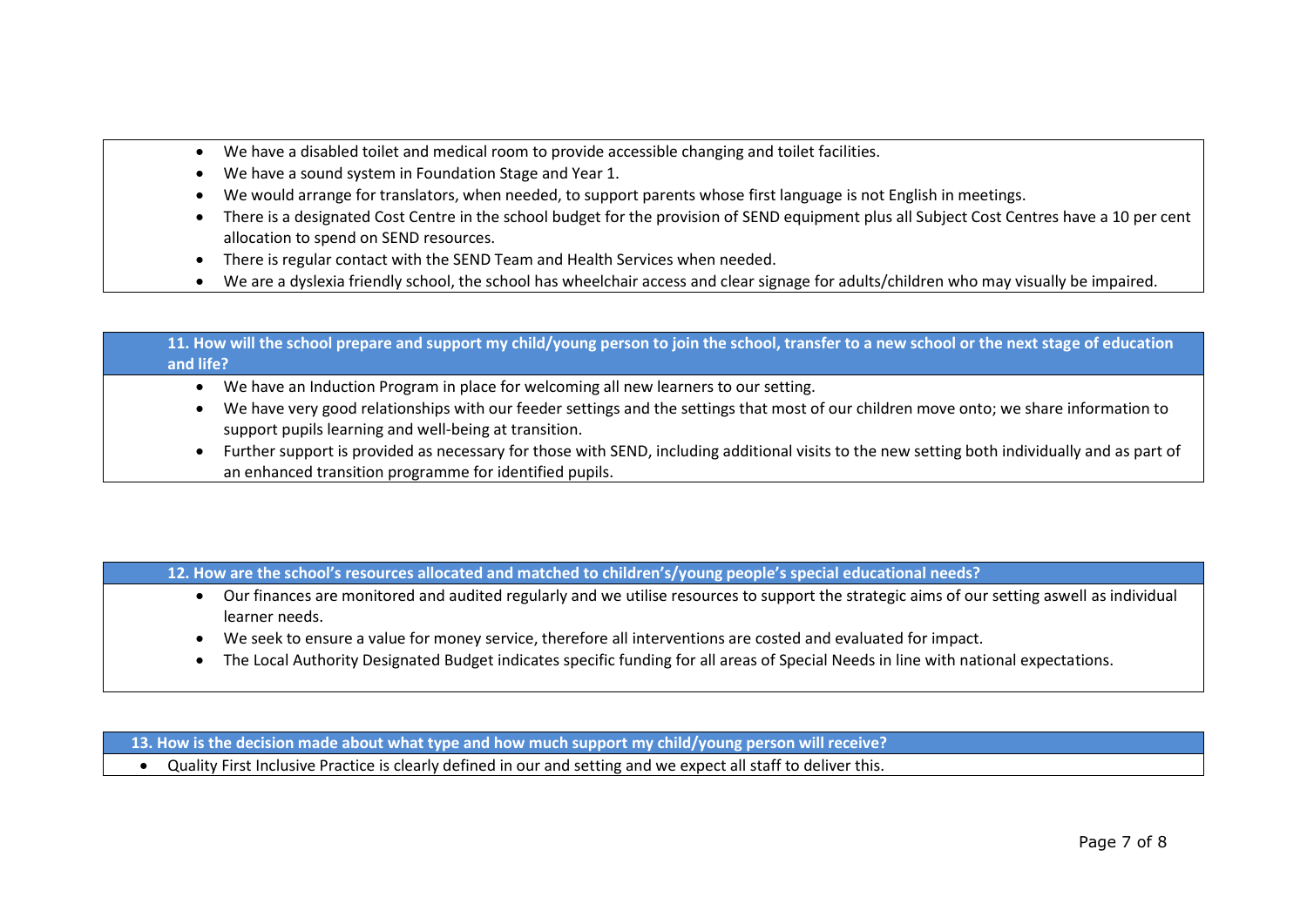- We have a disabled toilet and medical room to provide accessible changing and toilet facilities.
- We have a sound system in Foundation Stage and Year 1.
- We would arrange for translators, when needed, to support parents whose first language is not English in meetings.
- There is a designated Cost Centre in the school budget for the provision of SEND equipment plus all Subject Cost Centres have a 10 per cent allocation to spend on SEND resources.
- There is regular contact with the SEND Team and Health Services when needed.
- We are a dyslexia friendly school, the school has wheelchair access and clear signage for adults/children who may visually be impaired.

## 11. How will the school prepare and support my child/young person to join the school, transfer to a new school or the next stage of education and life?

- We have an Induction Program in place for welcoming all new learners to our setting.
- We have very good relationships with our feeder settings and the settings that most of our children move onto; we share information to support pupils learning and well-being at transition.
- Further support is provided as necessary for those with SEND, including additional visits to the new setting both individually and as part of an enhanced transition programme for identified pupils.

## 12. How are the school's resources allocated and matched to children's/young people's special educational needs?

- Our finances are monitored and audited regularly and we utilise resources to support the strategic aims of our setting aswell as individual learner needs.
- We seek to ensure a value for money service, therefore all interventions are costed and evaluated for impact.
- The Local Authority Designated Budget indicates specific funding for all areas of Special Needs in line with national expectations.

## 13. How is the decision made about what type and how much support my child/young person will receive?

- Quality First Inclusive Practice is clearly defined in our and setting and we expect all staff to deliver this.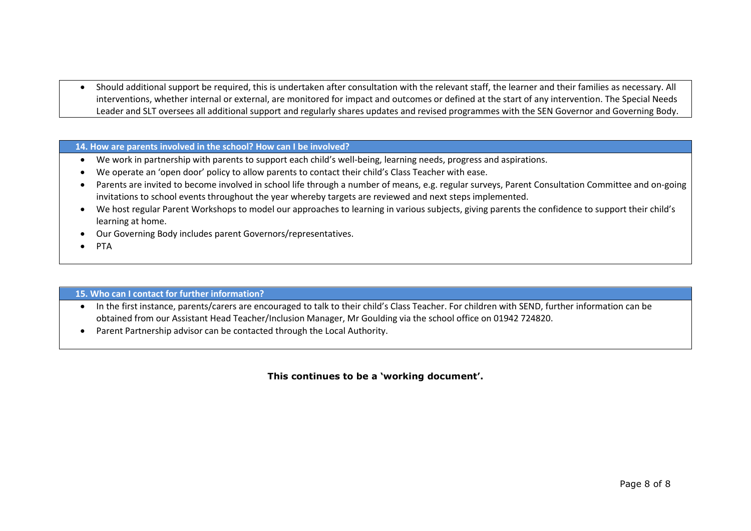- Should additional support be required, this is undertaken after consultation with the relevant staff, the learner and their families as necessary. All interventions, whether internal or external, are monitored for impact and outcomes or defined at the start of any intervention. The Special Needs Leader and SLT oversees all additional support and regularly shares updates and revised programmes with the SEN Governor and Governing Body.

## 14. How are parents involved in the school? How can I be involved?

- We work in partnership with parents to support each child's well-being, learning needs, progress and aspirations.
- We operate an 'open door' policy to allow parents to contact their child's Class Teacher with ease.
- Parents are invited to become involved in school life through a number of means, e.g. regular surveys, Parent Consultation Committee and on-going invitations to school events throughout the year whereby targets are reviewed and next steps implemented.
- We host regular Parent Workshops to model our approaches to learning in various subjects, giving parents the confidence to support their child's learning at home.
- Our Governing Body includes parent Governors/representatives.
- PTA

## 15. Who can I contact for further information?

- In the first instance, parents/carers are encouraged to talk to their child's Class Teacher. For children with SEND, further information can be obtained from our Assistant Head Teacher/Inclusion Manager, Mr Goulding via the school office on 01942 724820.
- Parent Partnership advisor can be contacted through the Local Authority.

**This continues to be a 'working document'.**